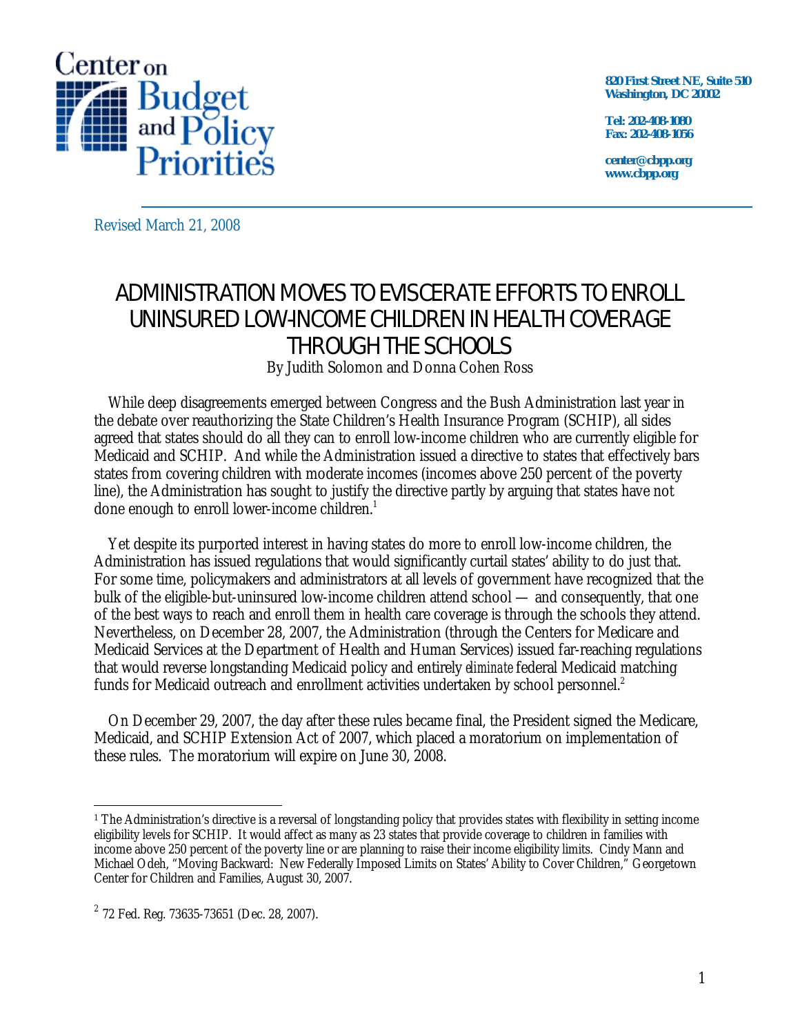Center on Budget and Policy Priorities

820 First Street NE, Suite 510
Washington, DC 20002

Tel: 202-408-1080
Fax: 202-408-1056

center@cbpp.org
www.cbpp.org

Revised March 21, 2008

# ADMINISTRATION MOVES TO EVISCERATE EFFORTS TO ENROLL UNINSURED LOW-INCOME CHILDREN IN HEALTH COVERAGE THROUGH THE SCHOOLS

By Judith Solomon and Donna Cohen Ross

While deep disagreements emerged between Congress and the Bush Administration last year in the debate over reauthorizing the State Children's Health Insurance Program (SCHIP), all sides agreed that states should do all they can to enroll low-income children who are currently eligible for Medicaid and SCHIP. And while the Administration issued a directive to states that effectively bars states from covering children with moderate incomes (incomes above 250 percent of the poverty line), the Administration has sought to justify the directive partly by arguing that states have not done enough to enroll lower-income children.[1]

Yet despite its purported interest in having states do more to enroll low-income children, the Administration has issued regulations that would significantly curtail states' ability to do just that. For some time, policymakers and administrators at all levels of government have recognized that the bulk of the eligible-but-uninsured low-income children attend school — and consequently, that one of the best ways to reach and enroll them in health care coverage is through the schools they attend. Nevertheless, on December 28, 2007, the Administration (through the Centers for Medicare and Medicaid Services at the Department of Health and Human Services) issued far-reaching regulations that would reverse longstanding Medicaid policy and entirely *eliminate* federal Medicaid matching funds for Medicaid outreach and enrollment activities undertaken by school personnel.[2]

On December 29, 2007, the day after these rules became final, the President signed the Medicare, Medicaid, and SCHIP Extension Act of 2007, which placed a moratorium on implementation of these rules. The moratorium will expire on June 30, 2008.

---

[1] The Administration's directive is a reversal of longstanding policy that provides states with flexibility in setting income eligibility levels for SCHIP. It would affect as many as 23 states that provide coverage to children in families with income above 250 percent of the poverty line or are planning to raise their income eligibility limits. Cindy Mann and Michael Odeh, "Moving Backward: New Federally Imposed Limits on States' Ability to Cover Children," Georgetown Center for Children and Families, August 30, 2007.

[2] 72 Fed. Reg. 73635-73651 (Dec. 28, 2007).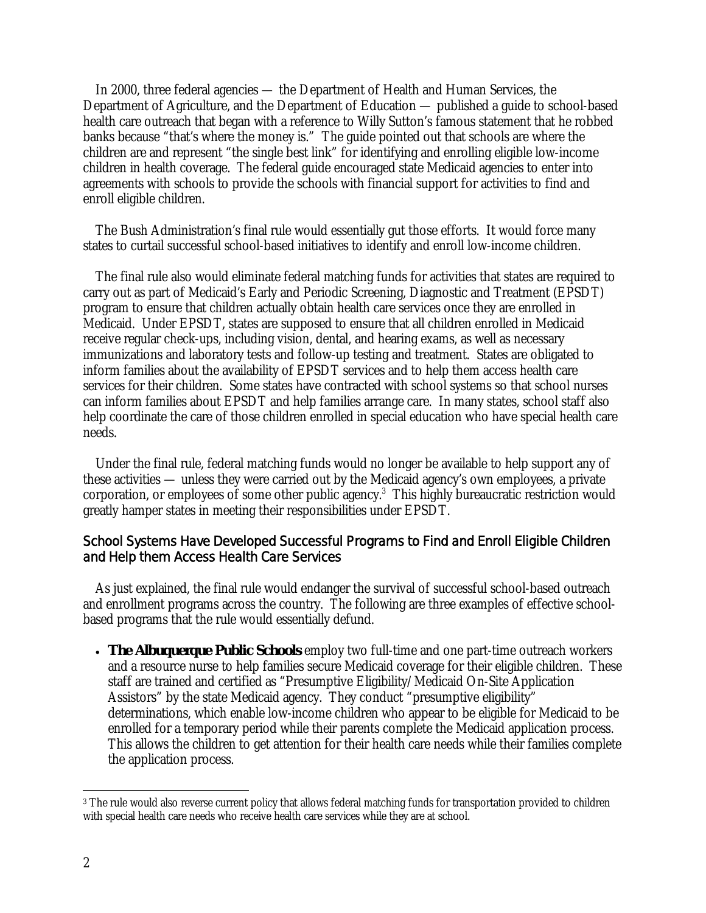In 2000, three federal agencies — the Department of Health and Human Services, the Department of Agriculture, and the Department of Education — published a guide to school-based health care outreach that began with a reference to Willy Sutton's famous statement that he robbed banks because "that's where the money is." The guide pointed out that schools are where the children are and represent "the single best link" for identifying and enrolling eligible low-income children in health coverage. The federal guide encouraged state Medicaid agencies to enter into agreements with schools to provide the schools with financial support for activities to find and enroll eligible children.

The Bush Administration's final rule would essentially gut those efforts. It would force many states to curtail successful school-based initiatives to identify and enroll low-income children.

The final rule also would eliminate federal matching funds for activities that states are required to carry out as part of Medicaid's Early and Periodic Screening, Diagnostic and Treatment (EPSDT) program to ensure that children actually obtain health care services once they are enrolled in Medicaid. Under EPSDT, states are supposed to ensure that all children enrolled in Medicaid receive regular check-ups, including vision, dental, and hearing exams, as well as necessary immunizations and laboratory tests and follow-up testing and treatment. States are obligated to inform families about the availability of EPSDT services and to help them access health care services for their children. Some states have contracted with school systems so that school nurses can inform families about EPSDT and help families arrange care. In many states, school staff also help coordinate the care of those children enrolled in special education who have special health care needs.

Under the final rule, federal matching funds would no longer be available to help support any of these activities — unless they were carried out by the Medicaid agency's own employees, a private corporation, or employees of some other public agency.[3] This highly bureaucratic restriction would greatly hamper states in meeting their responsibilities under EPSDT.

## School Systems Have Developed Successful Programs to Find and Enroll Eligible Children and Help them Access Health Care Services

As just explained, the final rule would endanger the survival of successful school-based outreach and enrollment programs across the country. The following are three examples of effective school-based programs that the rule would essentially defund.

- **The Albuquerque Public Schools** employ two full-time and one part-time outreach workers and a resource nurse to help families secure Medicaid coverage for their eligible children. These staff are trained and certified as "Presumptive Eligibility/Medicaid On-Site Application Assistors" by the state Medicaid agency. They conduct "presumptive eligibility" determinations, which enable low-income children who appear to be eligible for Medicaid to be enrolled for a temporary period while their parents complete the Medicaid application process. This allows the children to get attention for their health care needs while their families complete the application process.

[3] The rule would also reverse current policy that allows federal matching funds for transportation provided to children with special health care needs who receive health care services while they are at school.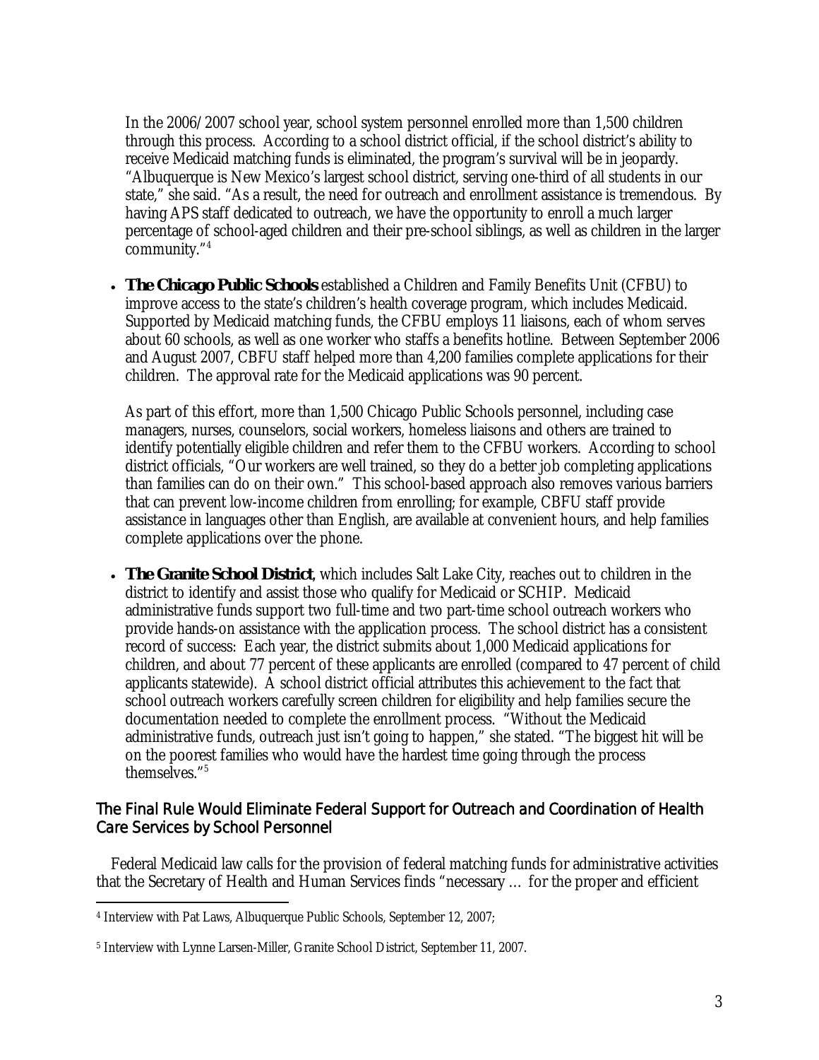In the 2006/2007 school year, school system personnel enrolled more than 1,500 children through this process. According to a school district official, if the school district's ability to receive Medicaid matching funds is eliminated, the program's survival will be in jeopardy. "Albuquerque is New Mexico's largest school district, serving one-third of all students in our state," she said. "As a result, the need for outreach and enrollment assistance is tremendous. By having APS staff dedicated to outreach, we have the opportunity to enroll a much larger percentage of school-aged children and their pre-school siblings, as well as children in the larger community."[4]

- **The Chicago Public Schools** established a Children and Family Benefits Unit (CFBU) to improve access to the state's children's health coverage program, which includes Medicaid. Supported by Medicaid matching funds, the CFBU employs 11 liaisons, each of whom serves about 60 schools, as well as one worker who staffs a benefits hotline. Between September 2006 and August 2007, CBFU staff helped more than 4,200 families complete applications for their children. The approval rate for the Medicaid applications was 90 percent.

  As part of this effort, more than 1,500 Chicago Public Schools personnel, including case managers, nurses, counselors, social workers, homeless liaisons and others are trained to identify potentially eligible children and refer them to the CFBU workers. According to school district officials, "Our workers are well trained, so they do a better job completing applications than families can do on their own." This school-based approach also removes various barriers that can prevent low-income children from enrolling; for example, CBFU staff provide assistance in languages other than English, are available at convenient hours, and help families complete applications over the phone.

- **The Granite School District**, which includes Salt Lake City, reaches out to children in the district to identify and assist those who qualify for Medicaid or SCHIP. Medicaid administrative funds support two full-time and two part-time school outreach workers who provide hands-on assistance with the application process. The school district has a consistent record of success: Each year, the district submits about 1,000 Medicaid applications for children, and about 77 percent of these applicants are enrolled (compared to 47 percent of child applicants statewide). A school district official attributes this achievement to the fact that school outreach workers carefully screen children for eligibility and help families secure the documentation needed to complete the enrollment process. "Without the Medicaid administrative funds, outreach just isn't going to happen," she stated. "The biggest hit will be on the poorest families who would have the hardest time going through the process themselves."[5]

## The Final Rule Would Eliminate Federal Support for Outreach and Coordination of Health Care Services by School Personnel

Federal Medicaid law calls for the provision of federal matching funds for administrative activities that the Secretary of Health and Human Services finds "necessary … for the proper and efficient

---

[4] Interview with Pat Laws, Albuquerque Public Schools, September 12, 2007;

[5] Interview with Lynne Larsen-Miller, Granite School District, September 11, 2007.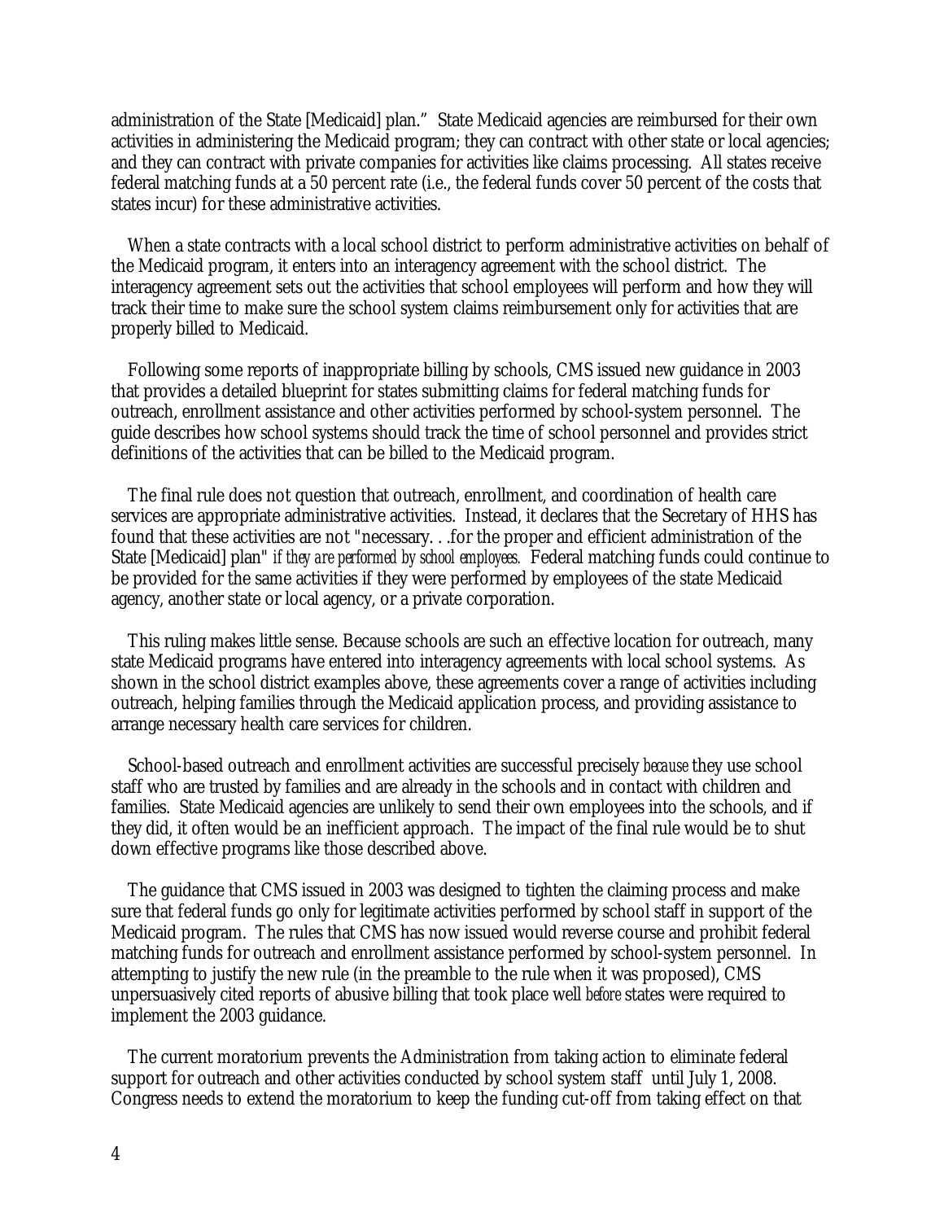administration of the State [Medicaid] plan." State Medicaid agencies are reimbursed for their own activities in administering the Medicaid program; they can contract with other state or local agencies; and they can contract with private companies for activities like claims processing. All states receive federal matching funds at a 50 percent rate (i.e., the federal funds cover 50 percent of the costs that states incur) for these administrative activities.

When a state contracts with a local school district to perform administrative activities on behalf of the Medicaid program, it enters into an interagency agreement with the school district. The interagency agreement sets out the activities that school employees will perform and how they will track their time to make sure the school system claims reimbursement only for activities that are properly billed to Medicaid.

Following some reports of inappropriate billing by schools, CMS issued new guidance in 2003 that provides a detailed blueprint for states submitting claims for federal matching funds for outreach, enrollment assistance and other activities performed by school-system personnel. The guide describes how school systems should track the time of school personnel and provides strict definitions of the activities that can be billed to the Medicaid program.

The final rule does not question that outreach, enrollment, and coordination of health care services are appropriate administrative activities. Instead, it declares that the Secretary of HHS has found that these activities are not "necessary. . .for the proper and efficient administration of the State [Medicaid] plan" *if they are performed by school employees.* Federal matching funds could continue to be provided for the same activities if they were performed by employees of the state Medicaid agency, another state or local agency, or a private corporation.

This ruling makes little sense. Because schools are such an effective location for outreach, many state Medicaid programs have entered into interagency agreements with local school systems. As shown in the school district examples above, these agreements cover a range of activities including outreach, helping families through the Medicaid application process, and providing assistance to arrange necessary health care services for children.

School-based outreach and enrollment activities are successful precisely *because* they use school staff who are trusted by families and are already in the schools and in contact with children and families. State Medicaid agencies are unlikely to send their own employees into the schools, and if they did, it often would be an inefficient approach. The impact of the final rule would be to shut down effective programs like those described above.

The guidance that CMS issued in 2003 was designed to tighten the claiming process and make sure that federal funds go only for legitimate activities performed by school staff in support of the Medicaid program. The rules that CMS has now issued would reverse course and prohibit federal matching funds for outreach and enrollment assistance performed by school-system personnel. In attempting to justify the new rule (in the preamble to the rule when it was proposed), CMS unpersuasively cited reports of abusive billing that took place well *before* states were required to implement the 2003 guidance.

The current moratorium prevents the Administration from taking action to eliminate federal support for outreach and other activities conducted by school system staff until July 1, 2008. Congress needs to extend the moratorium to keep the funding cut-off from taking effect on that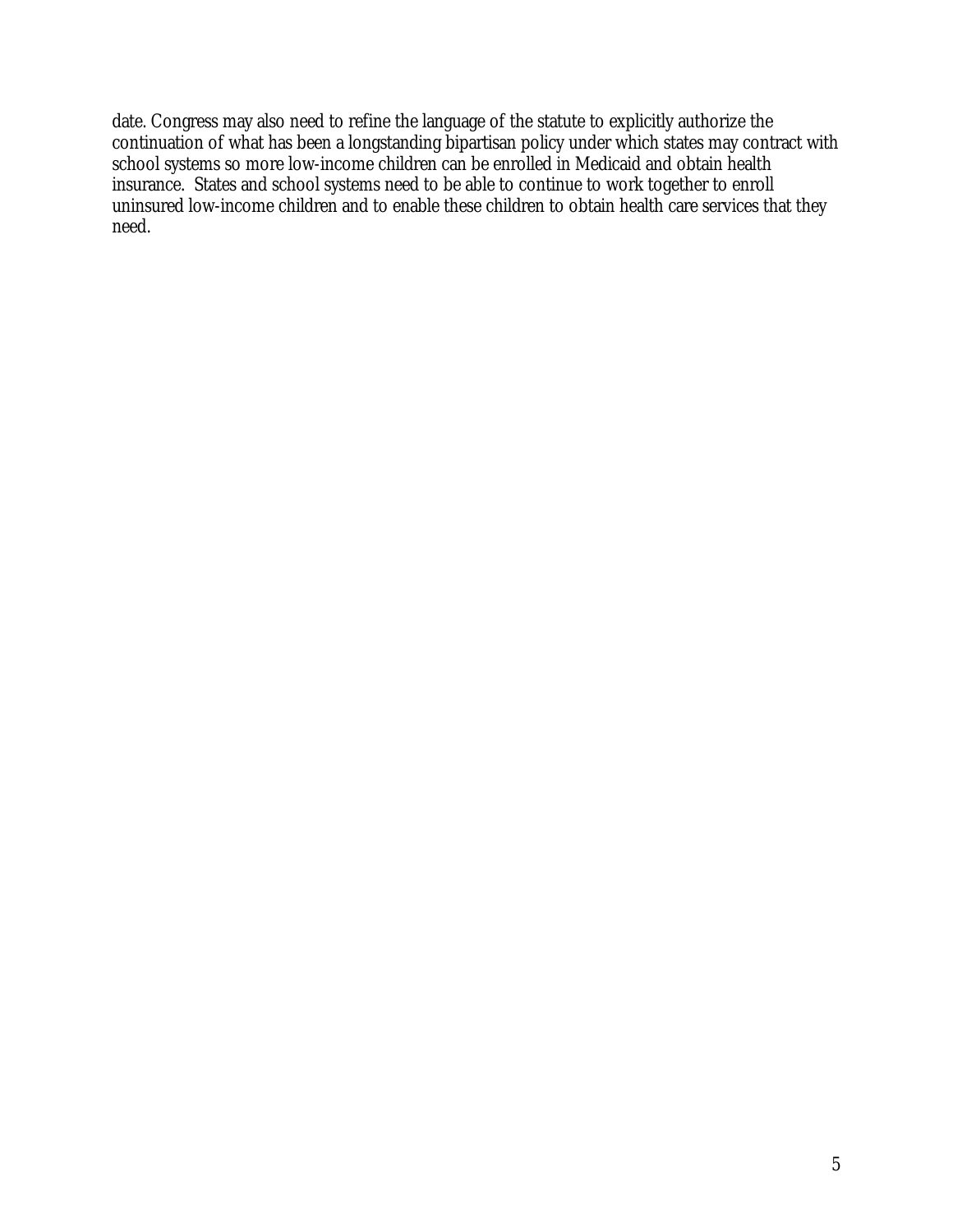date. Congress may also need to refine the language of the statute to explicitly authorize the continuation of what has been a longstanding bipartisan policy under which states may contract with school systems so more low-income children can be enrolled in Medicaid and obtain health insurance. States and school systems need to be able to continue to work together to enroll uninsured low-income children and to enable these children to obtain health care services that they need.